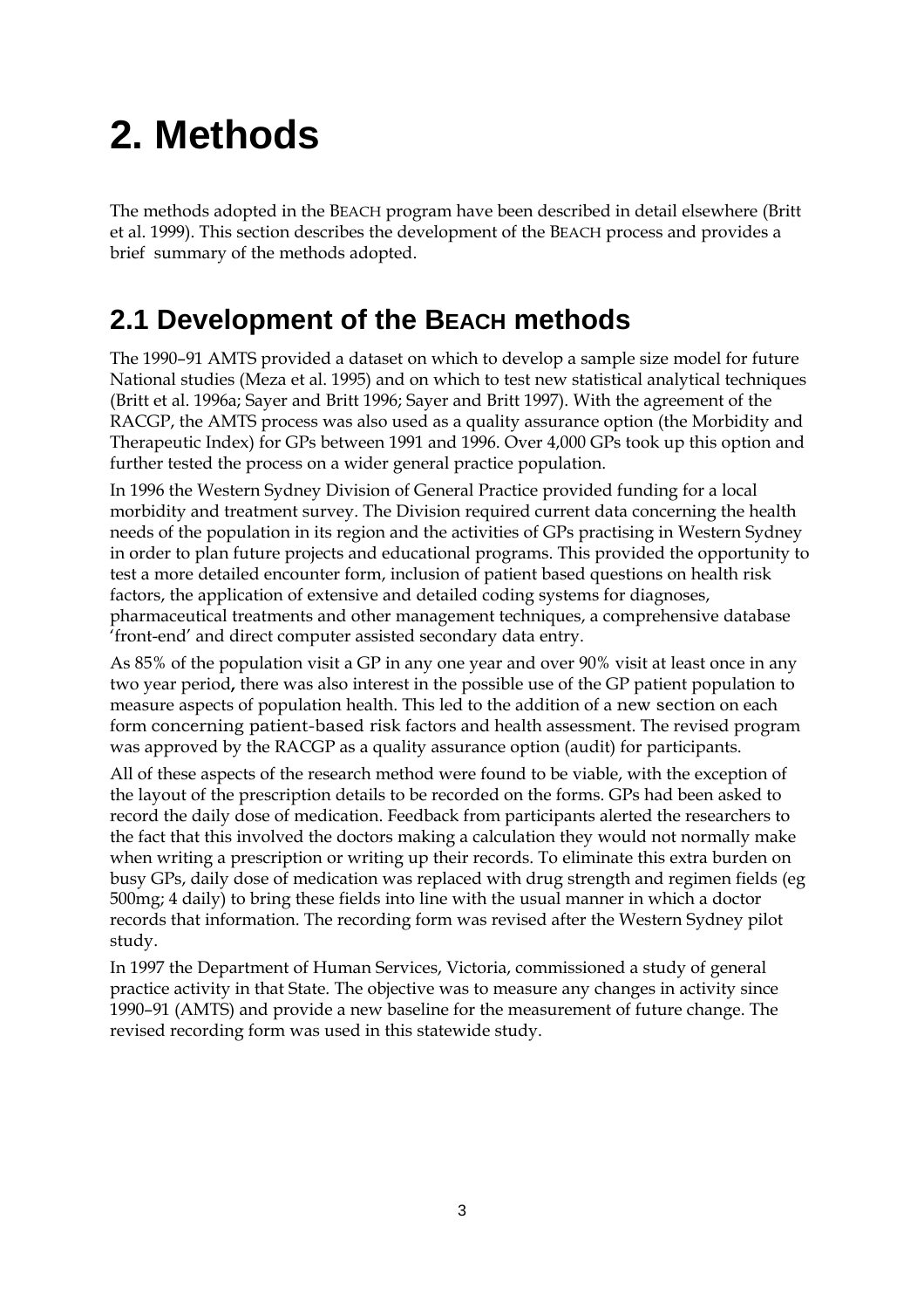# 2. Methods

The methods adopted in the BEACH program have been described in detail elsewhere (Britt et al. 1999). This section describes the development of the BEACH process and provides a brief summary of the methods adopted.

## 2.1 Development of the BEACH methods

The 1990–91 AMTS provided a dataset on which to develop a sample size model for future National studies (Meza et al. 1995) and on which to test new statistical analytical techniques (Britt et al. 1996a; Sayer and Britt 1996; Sayer and Britt 1997). With the agreement of the RACGP, the AMTS process was also used as a quality assurance option (the Morbidity and Therapeutic Index) for GPs between 1991 and 1996. Over 4,000 GPs took up this option and further tested the process on a wider general practice population.

In 1996 the Western Sydney Division of General Practice provided funding for a local morbidity and treatment survey. The Division required current data concerning the health needs of the population in its region and the activities of GPs practising in Western Sydney in order to plan future projects and educational programs. This provided the opportunity to test a more detailed encounter form, inclusion of patient based questions on health risk factors, the application of extensive and detailed coding systems for diagnoses, pharmaceutical treatments and other management techniques, a comprehensive database 'front-end' and direct computer assisted secondary data entry.

As 85% of the population visit a GP in any one year and over 90% visit at least once in any two year period, there was also interest in the possible use of the GP patient population to measure aspects of population health. This led to the addition of a new section on each form concerning patient-based risk factors and health assessment. The revised program was approved by the RACGP as a quality assurance option (audit) for participants.

All of these aspects of the research method were found to be viable, with the exception of the layout of the prescription details to be recorded on the forms. GPs had been asked to record the daily dose of medication. Feedback from participants alerted the researchers to the fact that this involved the doctors making a calculation they would not normally make when writing a prescription or writing up their records. To eliminate this extra burden on busy GPs, daily dose of medication was replaced with drug strength and regimen fields (eg 500mg; 4 daily) to bring these fields into line with the usual manner in which a doctor records that information. The recording form was revised after the Western Sydney pilot study.

In 1997 the Department of Human Services, Victoria, commissioned a study of general practice activity in that State. The objective was to measure any changes in activity since 1990–91 (AMTS) and provide a new baseline for the measurement of future change. The revised recording form was used in this statewide study.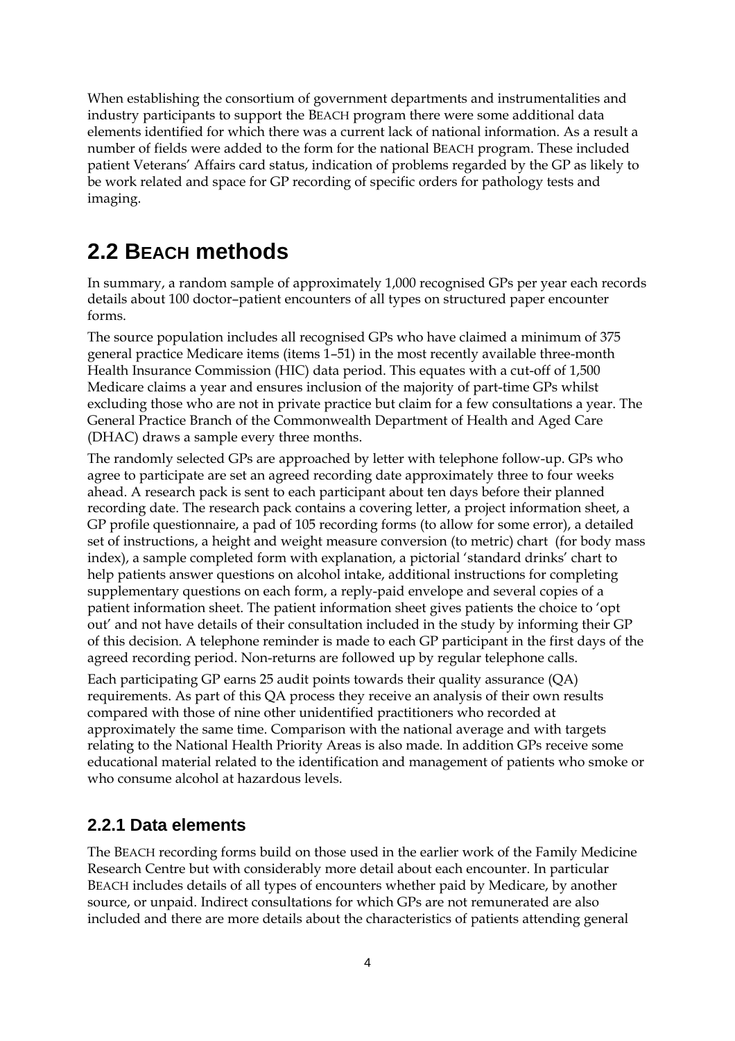When establishing the consortium of government departments and instrumentalities and industry participants to support the BEACH program there were some additional data elements identified for which there was a current lack of national information. As a result a number of fields were added to the form for the national BEACH program. These included patient Veterans' Affairs card status, indication of problems regarded by the GP as likely to be work related and space for GP recording of specific orders for pathology tests and imaging.

## 2.2 BEACH methods

In summary, a random sample of approximately 1,000 recognised GPs per year each records details about 100 doctor–patient encounters of all types on structured paper encounter forms.

The source population includes all recognised GPs who have claimed a minimum of 375 general practice Medicare items (items 1–51) in the most recently available three-month Health Insurance Commission (HIC) data period. This equates with a cut-off of 1,500 Medicare claims a year and ensures inclusion of the majority of part-time GPs whilst excluding those who are not in private practice but claim for a few consultations a year. The General Practice Branch of the Commonwealth Department of Health and Aged Care (DHAC) draws a sample every three months.

The randomly selected GPs are approached by letter with telephone follow-up. GPs who agree to participate are set an agreed recording date approximately three to four weeks ahead. A research pack is sent to each participant about ten days before their planned recording date. The research pack contains a covering letter, a project information sheet, a GP profile questionnaire, a pad of 105 recording forms (to allow for some error), a detailed set of instructions, a height and weight measure conversion (to metric) chart (for body mass index), a sample completed form with explanation, a pictorial 'standard drinks' chart to help patients answer questions on alcohol intake, additional instructions for completing supplementary questions on each form, a reply-paid envelope and several copies of a patient information sheet. The patient information sheet gives patients the choice to 'opt out' and not have details of their consultation included in the study by informing their GP of this decision. A telephone reminder is made to each GP participant in the first days of the agreed recording period. Non-returns are followed up by regular telephone calls.

Each participating GP earns 25 audit points towards their quality assurance (QA) requirements. As part of this QA process they receive an analysis of their own results compared with those of nine other unidentified practitioners who recorded at approximately the same time. Comparison with the national average and with targets relating to the National Health Priority Areas is also made. In addition GPs receive some educational material related to the identification and management of patients who smoke or who consume alcohol at hazardous levels.

### 2.2.1 Data elements

The BEACH recording forms build on those used in the earlier work of the Family Medicine Research Centre but with considerably more detail about each encounter. In particular BEACH includes details of all types of encounters whether paid by Medicare, by another source, or unpaid. Indirect consultations for which GPs are not remunerated are also included and there are more details about the characteristics of patients attending general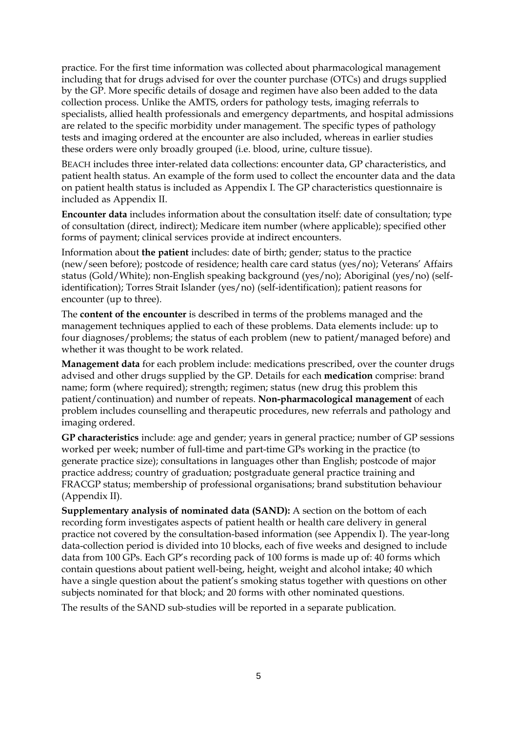practice. For the first time information was collected about pharmacological management including that for drugs advised for over the counter purchase (OTCs) and drugs supplied by the GP. More specific details of dosage and regimen have also been added to the data collection process. Unlike the AMTS, orders for pathology tests, imaging referrals to specialists, allied health professionals and emergency departments, and hospital admissions are related to the specific morbidity under management. The specific types of pathology tests and imaging ordered at the encounter are also included, whereas in earlier studies these orders were only broadly grouped (i.e. blood, urine, culture tissue).

BEACH includes three inter-related data collections: encounter data, GP characteristics, and patient health status. An example of the form used to collect the encounter data and the data on patient health status is included as Appendix I. The GP characteristics questionnaire is included as Appendix II.

**Encounter data** includes information about the consultation itself: date of consultation; type of consultation (direct, indirect); Medicare item number (where applicable); specified other forms of payment; clinical services provide at indirect encounters.

Information about **the patient** includes: date of birth; gender; status to the practice (new/seen before); postcode of residence; health care card status (yes/no); Veterans' Affairs status (Gold/White); non-English speaking background (yes/no); Aboriginal (yes/no) (self-identification); Torres Strait Islander (yes/no) (self-identification); patient reasons for encounter (up to three).

The **content of the encounter** is described in terms of the problems managed and the management techniques applied to each of these problems. Data elements include: up to four diagnoses/problems; the status of each problem (new to patient/managed before) and whether it was thought to be work related.

**Management data** for each problem include: medications prescribed, over the counter drugs advised and other drugs supplied by the GP. Details for each **medication** comprise: brand name; form (where required); strength; regimen; status (new drug this problem this patient/continuation) and number of repeats. **Non-pharmacological management** of each problem includes counselling and therapeutic procedures, new referrals and pathology and imaging ordered.

**GP characteristics** include: age and gender; years in general practice; number of GP sessions worked per week; number of full-time and part-time GPs working in the practice (to generate practice size); consultations in languages other than English; postcode of major practice address; country of graduation; postgraduate general practice training and FRACGP status; membership of professional organisations; brand substitution behaviour (Appendix II).

**Supplementary analysis of nominated data (SAND):** A section on the bottom of each recording form investigates aspects of patient health or health care delivery in general practice not covered by the consultation-based information (see Appendix I). The year-long data-collection period is divided into 10 blocks, each of five weeks and designed to include data from 100 GPs. Each GP's recording pack of 100 forms is made up of: 40 forms which contain questions about patient well-being, height, weight and alcohol intake; 40 which have a single question about the patient's smoking status together with questions on other subjects nominated for that block; and 20 forms with other nominated questions.

The results of the SAND sub-studies will be reported in a separate publication.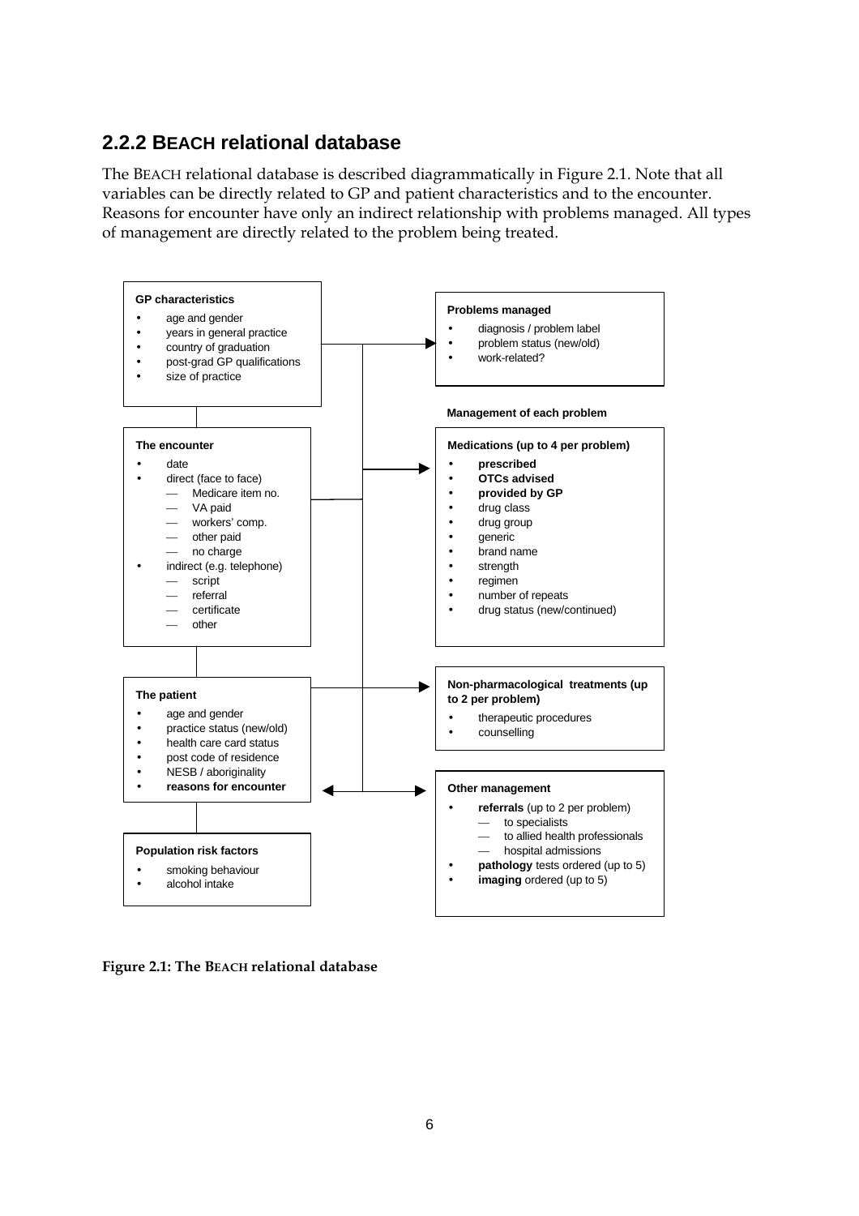## 2.2.2 BEACH relational database

The BEACH relational database is described diagrammatically in Figure 2.1. Note that all variables can be directly related to GP and patient characteristics and to the encounter. Reasons for encounter have only an indirect relationship with problems managed. All types of management are directly related to the problem being treated.

**GP characteristics**

- age and gender
- years in general practice
- country of graduation
- post-grad GP qualifications
- size of practice

**The encounter**

- date
- direct (face to face)
  - Medicare item no.
  - VA paid
  - workers' comp.
  - other paid
  - no charge
- indirect (e.g. telephone)
  - script
  - referral
  - certificate
  - other

**The patient**

- age and gender
- practice status (new/old)
- health care card status
- post code of residence
- NESB / aboriginality
- **reasons for encounter**

**Population risk factors**

- smoking behaviour
- alcohol intake

**Problems managed**

- diagnosis / problem label
- problem status (new/old)
- work-related?

**Management of each problem**

**Medications (up to 4 per problem)**

- **prescribed**
- **OTCs advised**
- **provided by GP**
- drug class
- drug group
- generic
- brand name
- strength
- regimen
- number of repeats
- drug status (new/continued)

**Non-pharmacological treatments (up to 2 per problem)**

- therapeutic procedures
- counselling

**Other management**

- **referrals** (up to 2 per problem)
  - to specialists
  - to allied health professionals
  - hospital admissions
- **pathology** tests ordered (up to 5)
- **imaging** ordered (up to 5)

**Figure 2.1: The BEACH relational database**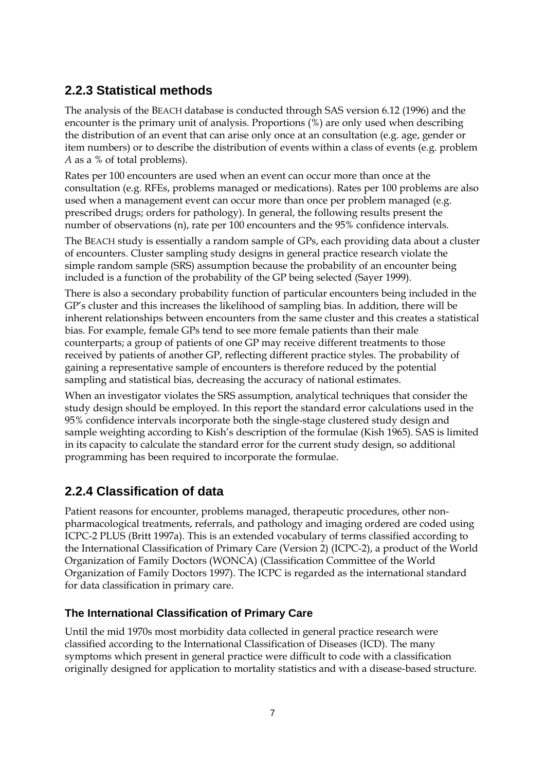## 2.2.3 Statistical methods

The analysis of the BEACH database is conducted through SAS version 6.12 (1996) and the encounter is the primary unit of analysis. Proportions (%) are only used when describing the distribution of an event that can arise only once at an consultation (e.g. age, gender or item numbers) or to describe the distribution of events within a class of events (e.g. problem *A* as a % of total problems).

Rates per 100 encounters are used when an event can occur more than once at the consultation (e.g. RFEs, problems managed or medications). Rates per 100 problems are also used when a management event can occur more than once per problem managed (e.g. prescribed drugs; orders for pathology). In general, the following results present the number of observations (n), rate per 100 encounters and the 95% confidence intervals.

The BEACH study is essentially a random sample of GPs, each providing data about a cluster of encounters. Cluster sampling study designs in general practice research violate the simple random sample (SRS) assumption because the probability of an encounter being included is a function of the probability of the GP being selected (Sayer 1999).

There is also a secondary probability function of particular encounters being included in the GP's cluster and this increases the likelihood of sampling bias. In addition, there will be inherent relationships between encounters from the same cluster and this creates a statistical bias. For example, female GPs tend to see more female patients than their male counterparts; a group of patients of one GP may receive different treatments to those received by patients of another GP, reflecting different practice styles. The probability of gaining a representative sample of encounters is therefore reduced by the potential sampling and statistical bias, decreasing the accuracy of national estimates.

When an investigator violates the SRS assumption, analytical techniques that consider the study design should be employed. In this report the standard error calculations used in the 95% confidence intervals incorporate both the single-stage clustered study design and sample weighting according to Kish's description of the formulae (Kish 1965). SAS is limited in its capacity to calculate the standard error for the current study design, so additional programming has been required to incorporate the formulae.

## 2.2.4 Classification of data

Patient reasons for encounter, problems managed, therapeutic procedures, other non-pharmacological treatments, referrals, and pathology and imaging ordered are coded using ICPC-2 PLUS (Britt 1997a). This is an extended vocabulary of terms classified according to the International Classification of Primary Care (Version 2) (ICPC-2), a product of the World Organization of Family Doctors (WONCA) (Classification Committee of the World Organization of Family Doctors 1997). The ICPC is regarded as the international standard for data classification in primary care.

### The International Classification of Primary Care

Until the mid 1970s most morbidity data collected in general practice research were classified according to the International Classification of Diseases (ICD). The many symptoms which present in general practice were difficult to code with a classification originally designed for application to mortality statistics and with a disease-based structure.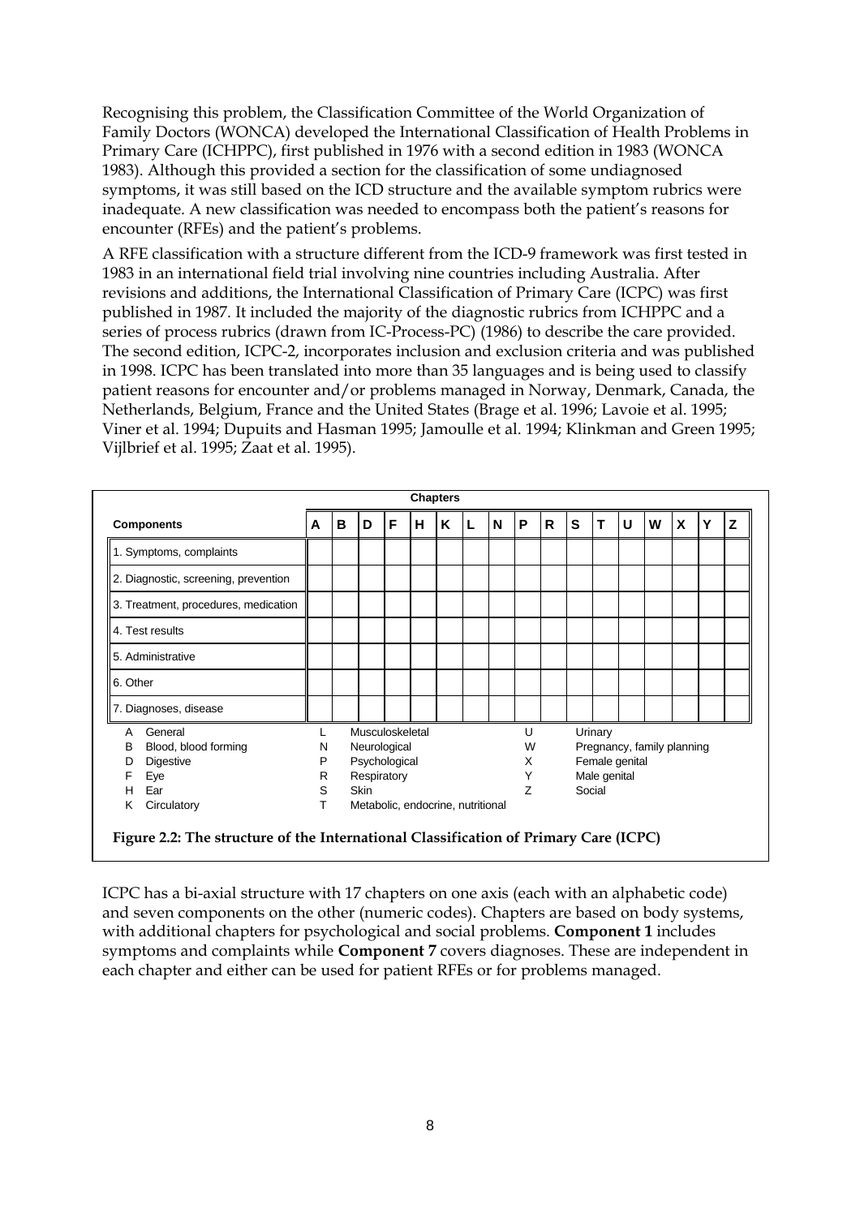Recognising this problem, the Classification Committee of the World Organization of Family Doctors (WONCA) developed the International Classification of Health Problems in Primary Care (ICHPPC), first published in 1976 with a second edition in 1983 (WONCA 1983). Although this provided a section for the classification of some undiagnosed symptoms, it was still based on the ICD structure and the available symptom rubrics were inadequate. A new classification was needed to encompass both the patient's reasons for encounter (RFEs) and the patient's problems.

A RFE classification with a structure different from the ICD-9 framework was first tested in 1983 in an international field trial involving nine countries including Australia. After revisions and additions, the International Classification of Primary Care (ICPC) was first published in 1987. It included the majority of the diagnostic rubrics from ICHPPC and a series of process rubrics (drawn from IC-Process-PC) (1986) to describe the care provided. The second edition, ICPC-2, incorporates inclusion and exclusion criteria and was published in 1998. ICPC has been translated into more than 35 languages and is being used to classify patient reasons for encounter and/or problems managed in Norway, Denmark, Canada, the Netherlands, Belgium, France and the United States (Brage et al. 1996; Lavoie et al. 1995; Viner et al. 1994; Dupuits and Hasman 1995; Jamoulle et al. 1994; Klinkman and Green 1995; Vijlbrief et al. 1995; Zaat et al. 1995).

| | Chapters | | | | | | | | | | | | | | | | |
|---|---|---|---|---|---|---|---|---|---|---|---|---|---|---|---|---|---|
| **Components** | A | B | D | F | H | K | L | N | P | R | S | T | U | W | X | Y | Z |
| 1. Symptoms, complaints | | | | | | | | | | | | | | | | | |
| 2. Diagnostic, screening, prevention | | | | | | | | | | | | | | | | | |
| 3. Treatment, procedures, medication | | | | | | | | | | | | | | | | | |
| 4. Test results | | | | | | | | | | | | | | | | | |
| 5. Administrative | | | | | | | | | | | | | | | | | |
| 6. Other | | | | | | | | | | | | | | | | | |
| 7. Diagnoses, disease | | | | | | | | | | | | | | | | | |

A General
B Blood, blood forming
D Digestive
F Eye
H Ear
K Circulatory
L Musculoskeletal
N Neurological
P Psychological
R Respiratory
S Skin
T Metabolic, endocrine, nutritional
U Urinary
W Pregnancy, family planning
X Female genital
Y Male genital
Z Social

**Figure 2.2: The structure of the International Classification of Primary Care (ICPC)**

ICPC has a bi-axial structure with 17 chapters on one axis (each with an alphabetic code) and seven components on the other (numeric codes). Chapters are based on body systems, with additional chapters for psychological and social problems. **Component 1** includes symptoms and complaints while **Component 7** covers diagnoses. These are independent in each chapter and either can be used for patient RFEs or for problems managed.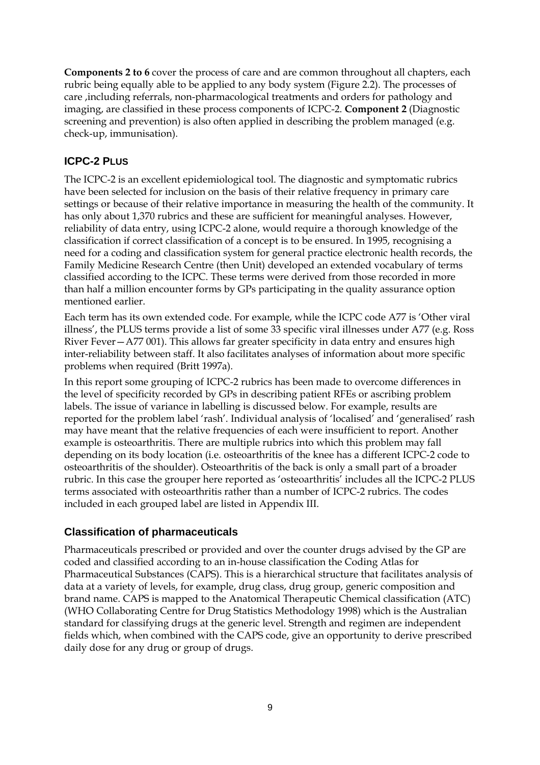**Components 2 to 6** cover the process of care and are common throughout all chapters, each rubric being equally able to be applied to any body system (Figure 2.2). The processes of care ,including referrals, non-pharmacological treatments and orders for pathology and imaging, are classified in these process components of ICPC-2. **Component 2** (Diagnostic screening and prevention) is also often applied in describing the problem managed (e.g. check-up, immunisation).

### ICPC-2 PLUS

The ICPC-2 is an excellent epidemiological tool. The diagnostic and symptomatic rubrics have been selected for inclusion on the basis of their relative frequency in primary care settings or because of their relative importance in measuring the health of the community. It has only about 1,370 rubrics and these are sufficient for meaningful analyses. However, reliability of data entry, using ICPC-2 alone, would require a thorough knowledge of the classification if correct classification of a concept is to be ensured. In 1995, recognising a need for a coding and classification system for general practice electronic health records, the Family Medicine Research Centre (then Unit) developed an extended vocabulary of terms classified according to the ICPC. These terms were derived from those recorded in more than half a million encounter forms by GPs participating in the quality assurance option mentioned earlier.

Each term has its own extended code. For example, while the ICPC code A77 is 'Other viral illness', the PLUS terms provide a list of some 33 specific viral illnesses under A77 (e.g. Ross River Fever—A77 001). This allows far greater specificity in data entry and ensures high inter-reliability between staff. It also facilitates analyses of information about more specific problems when required (Britt 1997a).

In this report some grouping of ICPC-2 rubrics has been made to overcome differences in the level of specificity recorded by GPs in describing patient RFEs or ascribing problem labels. The issue of variance in labelling is discussed below. For example, results are reported for the problem label 'rash'. Individual analysis of 'localised' and 'generalised' rash may have meant that the relative frequencies of each were insufficient to report. Another example is osteoarthritis. There are multiple rubrics into which this problem may fall depending on its body location (i.e. osteoarthritis of the knee has a different ICPC-2 code to osteoarthritis of the shoulder). Osteoarthritis of the back is only a small part of a broader rubric. In this case the grouper here reported as 'osteoarthritis' includes all the ICPC-2 PLUS terms associated with osteoarthritis rather than a number of ICPC-2 rubrics. The codes included in each grouped label are listed in Appendix III.

### Classification of pharmaceuticals

Pharmaceuticals prescribed or provided and over the counter drugs advised by the GP are coded and classified according to an in-house classification the Coding Atlas for Pharmaceutical Substances (CAPS). This is a hierarchical structure that facilitates analysis of data at a variety of levels, for example, drug class, drug group, generic composition and brand name. CAPS is mapped to the Anatomical Therapeutic Chemical classification (ATC) (WHO Collaborating Centre for Drug Statistics Methodology 1998) which is the Australian standard for classifying drugs at the generic level. Strength and regimen are independent fields which, when combined with the CAPS code, give an opportunity to derive prescribed daily dose for any drug or group of drugs.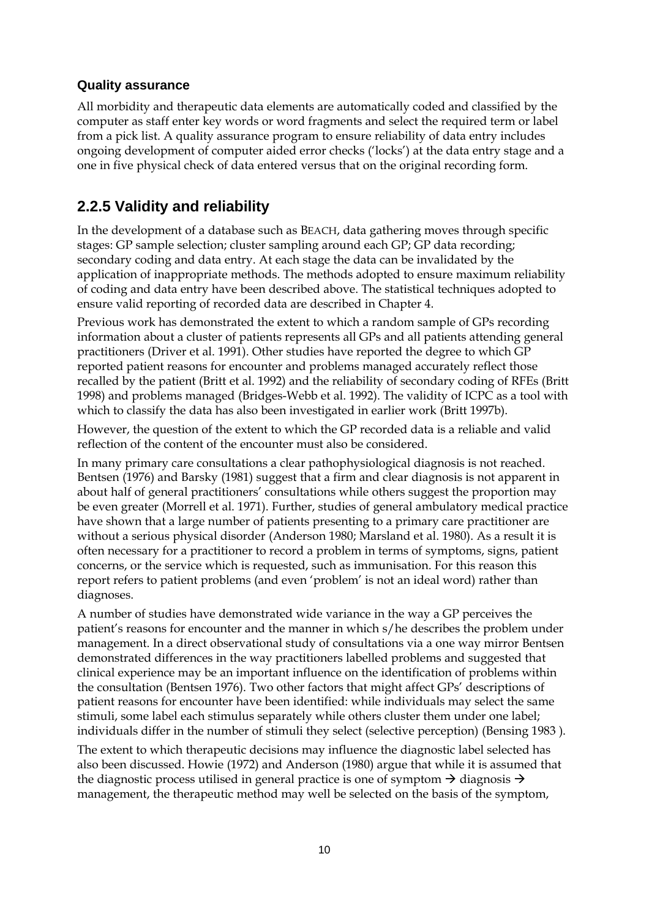### Quality assurance

All morbidity and therapeutic data elements are automatically coded and classified by the computer as staff enter key words or word fragments and select the required term or label from a pick list. A quality assurance program to ensure reliability of data entry includes ongoing development of computer aided error checks ('locks') at the data entry stage and a one in five physical check of data entered versus that on the original recording form.

## 2.2.5 Validity and reliability

In the development of a database such as BEACH, data gathering moves through specific stages: GP sample selection; cluster sampling around each GP; GP data recording; secondary coding and data entry. At each stage the data can be invalidated by the application of inappropriate methods. The methods adopted to ensure maximum reliability of coding and data entry have been described above. The statistical techniques adopted to ensure valid reporting of recorded data are described in Chapter 4.

Previous work has demonstrated the extent to which a random sample of GPs recording information about a cluster of patients represents all GPs and all patients attending general practitioners (Driver et al. 1991). Other studies have reported the degree to which GP reported patient reasons for encounter and problems managed accurately reflect those recalled by the patient (Britt et al. 1992) and the reliability of secondary coding of RFEs (Britt 1998) and problems managed (Bridges-Webb et al. 1992). The validity of ICPC as a tool with which to classify the data has also been investigated in earlier work (Britt 1997b).

However, the question of the extent to which the GP recorded data is a reliable and valid reflection of the content of the encounter must also be considered.

In many primary care consultations a clear pathophysiological diagnosis is not reached. Bentsen (1976) and Barsky (1981) suggest that a firm and clear diagnosis is not apparent in about half of general practitioners' consultations while others suggest the proportion may be even greater (Morrell et al. 1971). Further, studies of general ambulatory medical practice have shown that a large number of patients presenting to a primary care practitioner are without a serious physical disorder (Anderson 1980; Marsland et al. 1980). As a result it is often necessary for a practitioner to record a problem in terms of symptoms, signs, patient concerns, or the service which is requested, such as immunisation. For this reason this report refers to patient problems (and even 'problem' is not an ideal word) rather than diagnoses.

A number of studies have demonstrated wide variance in the way a GP perceives the patient's reasons for encounter and the manner in which s/he describes the problem under management. In a direct observational study of consultations via a one way mirror Bentsen demonstrated differences in the way practitioners labelled problems and suggested that clinical experience may be an important influence on the identification of problems within the consultation (Bentsen 1976). Two other factors that might affect GPs' descriptions of patient reasons for encounter have been identified: while individuals may select the same stimuli, some label each stimulus separately while others cluster them under one label; individuals differ in the number of stimuli they select (selective perception) (Bensing 1983 ).

The extent to which therapeutic decisions may influence the diagnostic label selected has also been discussed. Howie (1972) and Anderson (1980) argue that while it is assumed that the diagnostic process utilised in general practice is one of symptom → diagnosis → management, the therapeutic method may well be selected on the basis of the symptom,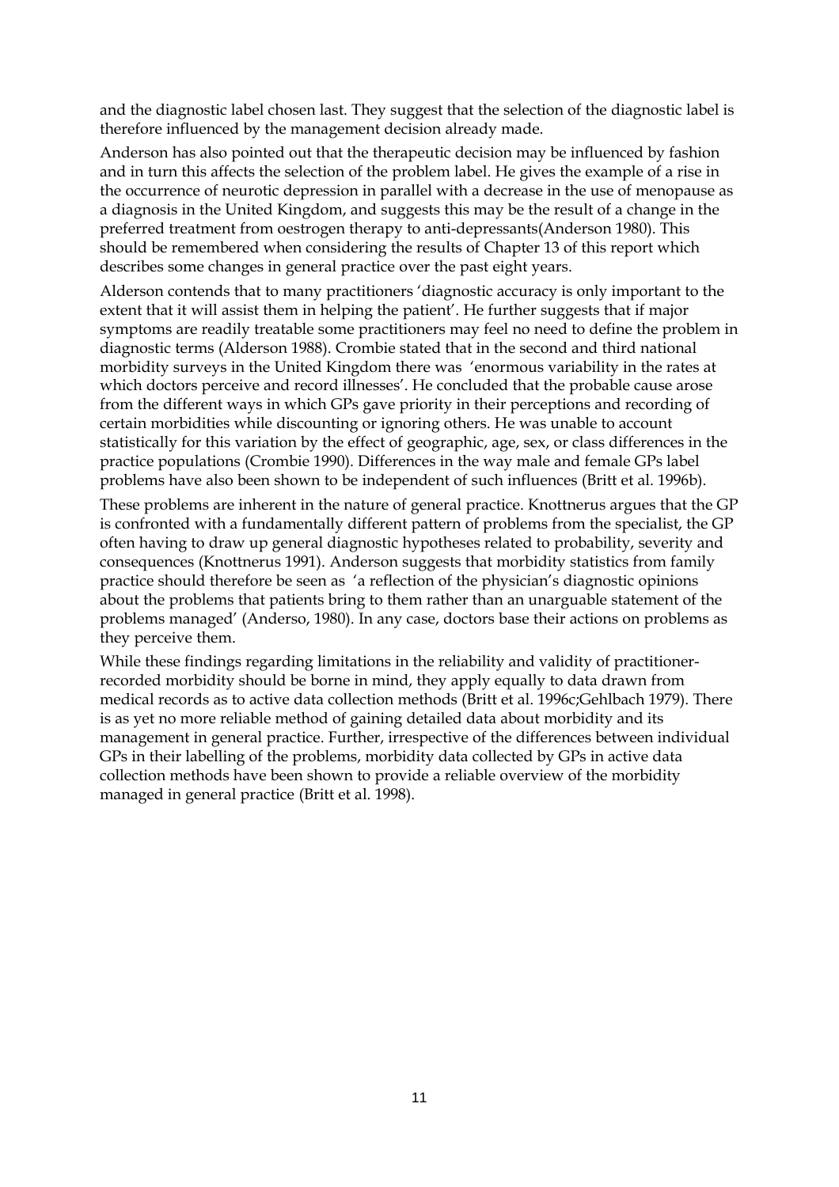and the diagnostic label chosen last. They suggest that the selection of the diagnostic label is therefore influenced by the management decision already made.

Anderson has also pointed out that the therapeutic decision may be influenced by fashion and in turn this affects the selection of the problem label. He gives the example of a rise in the occurrence of neurotic depression in parallel with a decrease in the use of menopause as a diagnosis in the United Kingdom, and suggests this may be the result of a change in the preferred treatment from oestrogen therapy to anti-depressants(Anderson 1980). This should be remembered when considering the results of Chapter 13 of this report which describes some changes in general practice over the past eight years.

Alderson contends that to many practitioners 'diagnostic accuracy is only important to the extent that it will assist them in helping the patient'. He further suggests that if major symptoms are readily treatable some practitioners may feel no need to define the problem in diagnostic terms (Alderson 1988). Crombie stated that in the second and third national morbidity surveys in the United Kingdom there was 'enormous variability in the rates at which doctors perceive and record illnesses'. He concluded that the probable cause arose from the different ways in which GPs gave priority in their perceptions and recording of certain morbidities while discounting or ignoring others. He was unable to account statistically for this variation by the effect of geographic, age, sex, or class differences in the practice populations (Crombie 1990). Differences in the way male and female GPs label problems have also been shown to be independent of such influences (Britt et al. 1996b).

These problems are inherent in the nature of general practice. Knottnerus argues that the GP is confronted with a fundamentally different pattern of problems from the specialist, the GP often having to draw up general diagnostic hypotheses related to probability, severity and consequences (Knottnerus 1991). Anderson suggests that morbidity statistics from family practice should therefore be seen as 'a reflection of the physician's diagnostic opinions about the problems that patients bring to them rather than an unarguable statement of the problems managed' (Anderso, 1980). In any case, doctors base their actions on problems as they perceive them.

While these findings regarding limitations in the reliability and validity of practitioner-recorded morbidity should be borne in mind, they apply equally to data drawn from medical records as to active data collection methods (Britt et al. 1996c;Gehlbach 1979). There is as yet no more reliable method of gaining detailed data about morbidity and its management in general practice. Further, irrespective of the differences between individual GPs in their labelling of the problems, morbidity data collected by GPs in active data collection methods have been shown to provide a reliable overview of the morbidity managed in general practice (Britt et al. 1998).